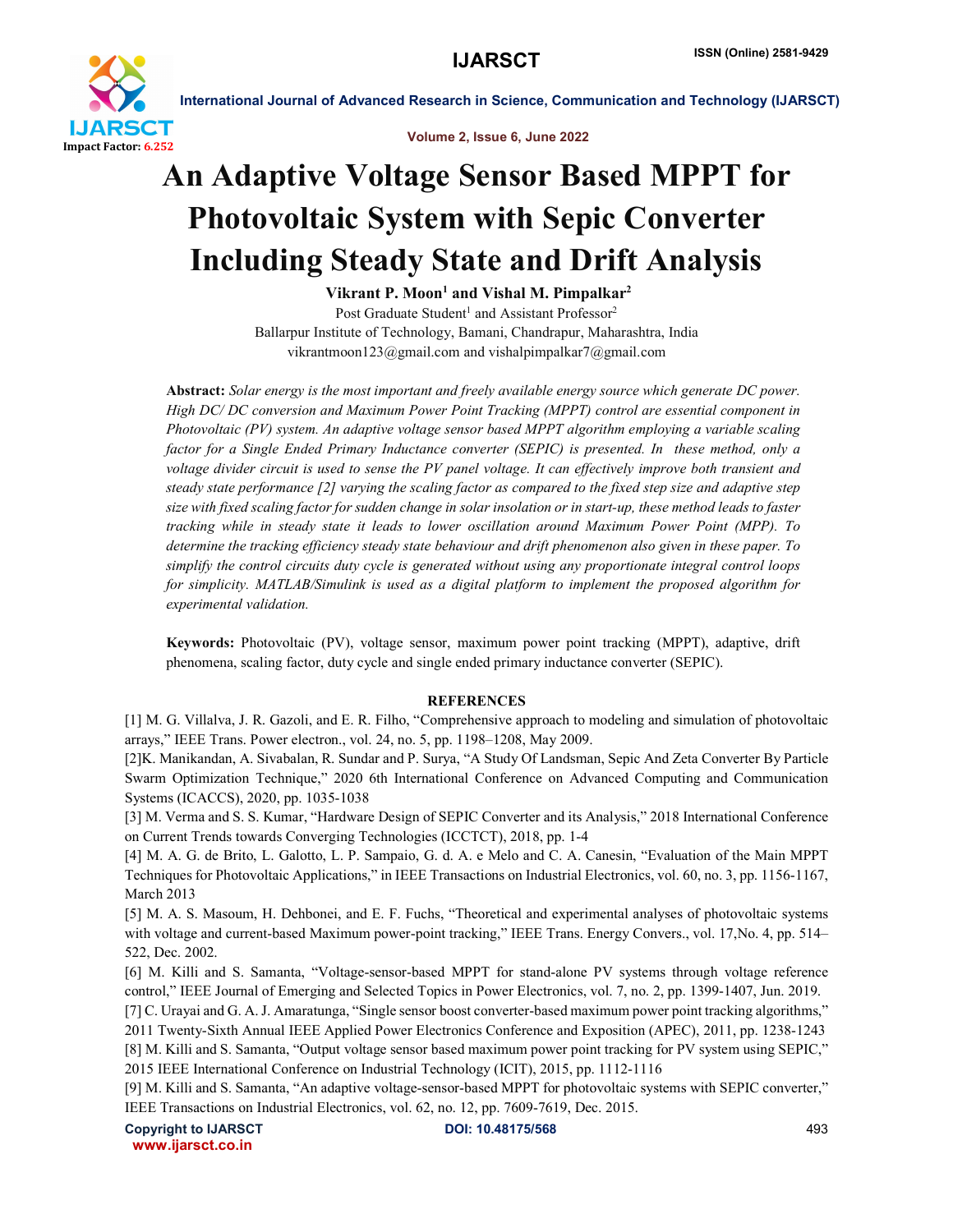# An Adaptive Voltage Sensor Based MPPT for Photovoltaic System with Sepic Converter Including Steady State and Drift Analysis

**Vikrant P. Moon[1] and Vishal M. Pimpalkar[2]**

Post Graduate Student[1] and Assistant Professor[2]

Ballarpur Institute of Technology, Bamani, Chandrapur, Maharashtra, India

vikrantmoon123@gmail.com and vishalpimpalkar7@gmail.com

**Abstract:** *Solar energy is the most important and freely available energy source which generate DC power. High DC/ DC conversion and Maximum Power Point Tracking (MPPT) control are essential component in Photovoltaic (PV) system. An adaptive voltage sensor based MPPT algorithm employing a variable scaling factor for a Single Ended Primary Inductance converter (SEPIC) is presented. In these method, only a voltage divider circuit is used to sense the PV panel voltage. It can effectively improve both transient and steady state performance [2] varying the scaling factor as compared to the fixed step size and adaptive step size with fixed scaling factor for sudden change in solar insolation or in start-up, these method leads to faster tracking while in steady state it leads to lower oscillation around Maximum Power Point (MPP). To determine the tracking efficiency steady state behaviour and drift phenomenon also given in these paper. To simplify the control circuits duty cycle is generated without using any proportionate integral control loops for simplicity. MATLAB/Simulink is used as a digital platform to implement the proposed algorithm for experimental validation.*

**Keywords:** Photovoltaic (PV), voltage sensor, maximum power point tracking (MPPT), adaptive, drift phenomena, scaling factor, duty cycle and single ended primary inductance converter (SEPIC).

## REFERENCES

[1] M. G. Villalva, J. R. Gazoli, and E. R. Filho, "Comprehensive approach to modeling and simulation of photovoltaic arrays," IEEE Trans. Power electron., vol. 24, no. 5, pp. 1198–1208, May 2009.

[2]K. Manikandan, A. Sivabalan, R. Sundar and P. Surya, "A Study Of Landsman, Sepic And Zeta Converter By Particle Swarm Optimization Technique," 2020 6th International Conference on Advanced Computing and Communication Systems (ICACCS), 2020, pp. 1035-1038

[3] M. Verma and S. S. Kumar, "Hardware Design of SEPIC Converter and its Analysis," 2018 International Conference on Current Trends towards Converging Technologies (ICCTCT), 2018, pp. 1-4

[4] M. A. G. de Brito, L. Galotto, L. P. Sampaio, G. d. A. e Melo and C. A. Canesin, "Evaluation of the Main MPPT Techniques for Photovoltaic Applications," in IEEE Transactions on Industrial Electronics, vol. 60, no. 3, pp. 1156-1167, March 2013

[5] M. A. S. Masoum, H. Dehbonei, and E. F. Fuchs, "Theoretical and experimental analyses of photovoltaic systems with voltage and current-based Maximum power-point tracking," IEEE Trans. Energy Convers., vol. 17,No. 4, pp. 514–522, Dec. 2002.

[6] M. Killi and S. Samanta, "Voltage-sensor-based MPPT for stand-alone PV systems through voltage reference control," IEEE Journal of Emerging and Selected Topics in Power Electronics, vol. 7, no. 2, pp. 1399-1407, Jun. 2019.

[7] C. Urayai and G. A. J. Amaratunga, "Single sensor boost converter-based maximum power point tracking algorithms," 2011 Twenty-Sixth Annual IEEE Applied Power Electronics Conference and Exposition (APEC), 2011, pp. 1238-1243

[8] M. Killi and S. Samanta, "Output voltage sensor based maximum power point tracking for PV system using SEPIC," 2015 IEEE International Conference on Industrial Technology (ICIT), 2015, pp. 1112-1116

[9] M. Killi and S. Samanta, "An adaptive voltage-sensor-based MPPT for photovoltaic systems with SEPIC converter," IEEE Transactions on Industrial Electronics, vol. 62, no. 12, pp. 7609-7619, Dec. 2015.